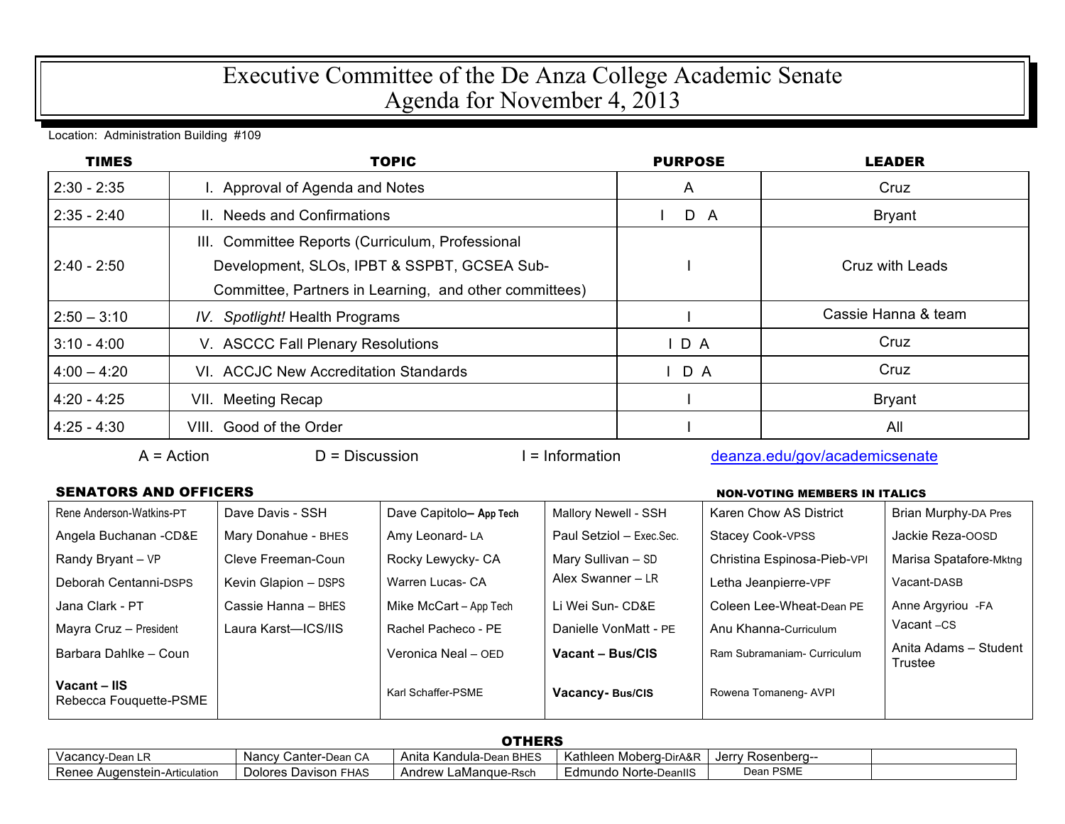# Executive Committee of the De Anza College Academic Senate
# Agenda for November 4, 2013

Location: Administration Building #109

| TIMES | TOPIC | PURPOSE | LEADER |
|---|---|---|---|
| 2:30 - 2:35 | I. Approval of Agenda and Notes | A | Cruz |
| 2:35 - 2:40 | II. Needs and Confirmations | I D A | Bryant |
| 2:40 - 2:50 | III. Committee Reports (Curriculum, Professional Development, SLOs, IPBT & SSPBT, GCSEA Sub-Committee, Partners in Learning, and other committees) | I | Cruz with Leads |
| 2:50 – 3:10 | *IV. Spotlight!* Health Programs | I | Cassie Hanna & team |
| 3:10 - 4:00 | V. ASCCC Fall Plenary Resolutions | I D A | Cruz |
| 4:00 – 4:20 | VI. ACCJC New Accreditation Standards | I D A | Cruz |
| 4:20 - 4:25 | VII. Meeting Recap | I | Bryant |
| 4:25 - 4:30 | VIII. Good of the Order | I | All |

A = Action D = Discussion I = Information deanza.edu/gov/academicsenate

**SENATORS AND OFFICERS**

**NON-VOTING MEMBERS IN ITALICS**

| | | | | | |
|---|---|---|---|---|---|
| Rene Anderson-Watkins-PT | Dave Davis - SSH | Dave Capitolo– **App Tech** | Mallory Newell - SSH | Karen Chow AS District | Brian Murphy-DA Pres |
| Angela Buchanan -CD&E | Mary Donahue - BHES | Amy Leonard- LA | Paul Setziol – Exec.Sec. | Stacey Cook-VPSS | Jackie Reza-OOSD |
| Randy Bryant – VP | Cleve Freeman-Coun | Rocky Lewycky- CA | Mary Sullivan – SD | Christina Espinosa-Pieb-VPI | Marisa Spatafore-Mktng |
| Deborah Centanni-DSPS | Kevin Glapion – DSPS | Warren Lucas- CA | Alex Swanner – LR | Letha Jeanpierre-VPF | Vacant-DASB |
| Jana Clark - PT | Cassie Hanna – BHES | Mike McCart – App Tech | Li Wei Sun- CD&E | Coleen Lee-Wheat-Dean PE | Anne Argyriou -FA |
| Mayra Cruz – President | Laura Karst—ICS/IIS | Rachel Pacheco - PE | Danielle VonMatt - PE | Anu Khanna-Curriculum | Vacant –CS |
| Barbara Dahlke – Coun | | Veronica Neal – OED | **Vacant – Bus/CIS** | Ram Subramaniam- Curriculum | Anita Adams – Student Trustee |
| **Vacant – IIS** Rebecca Fouquette-PSME | | Karl Schaffer-PSME | **Vacancy- Bus/CIS** | Rowena Tomaneng- AVPI | |

**OTHERS**

| | | | | | |
|---|---|---|---|---|---|
| Vacancy-Dean LR | Nancy Canter-Dean CA | Anita Kandula-Dean BHES | Kathleen Moberg-DirA&R | Jerry Rosenberg-- | |
| Renee Augenstein-Articulation | Dolores Davison FHAS | Andrew LaManque-Rsch | Edmundo Norte-DeanIIS | Dean PSME | |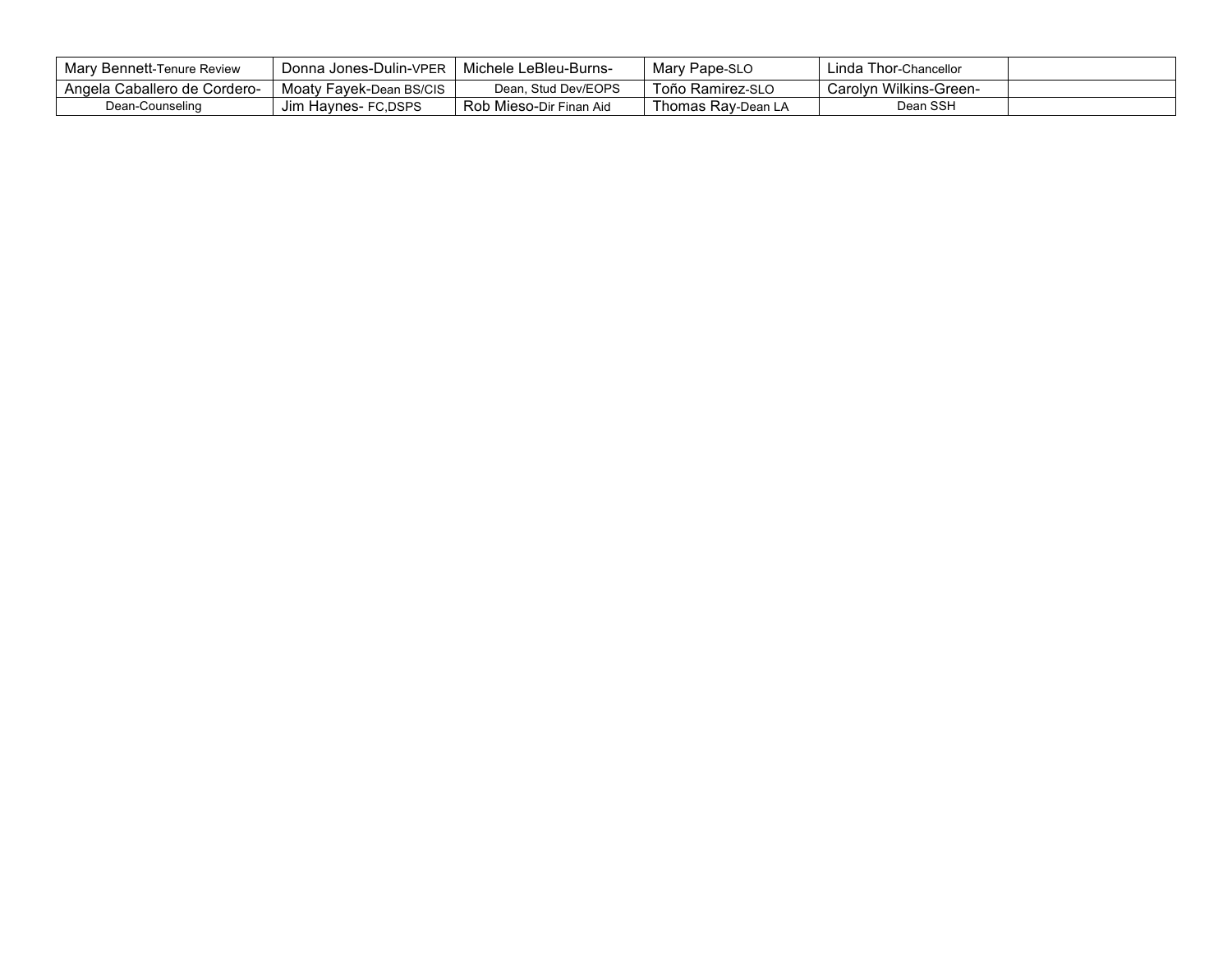| | | | | | |
|---|---|---|---|---|---|
| Mary Bennett-Tenure Review | Donna Jones-Dulin-VPER | Michele LeBleu-Burns- | Mary Pape-SLO | Linda Thor-Chancellor | |
| Angela Caballero de Cordero- | Moaty Fayek-Dean BS/CIS | Dean, Stud Dev/EOPS | Toño Ramirez-SLO | Carolyn Wilkins-Green- | |
| Dean-Counseling | Jim Haynes- FC,DSPS | Rob Mieso-Dir Finan Aid | Thomas Ray-Dean LA | Dean SSH | |